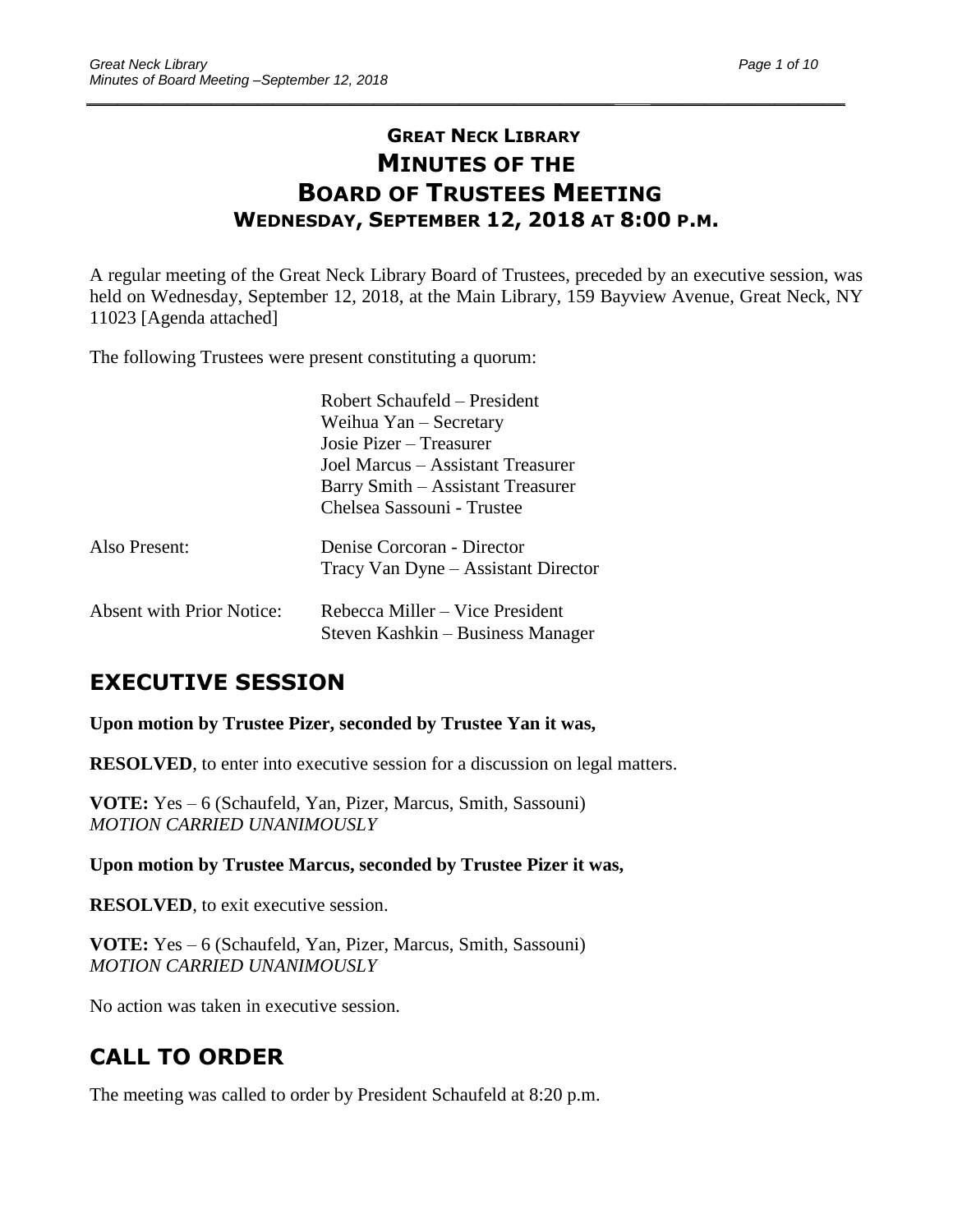# GREAT NECK LIBRARY
# MINUTES OF THE
# BOARD OF TRUSTEES MEETING
### WEDNESDAY, SEPTEMBER 12, 2018 AT 8:00 P.M.

A regular meeting of the Great Neck Library Board of Trustees, preceded by an executive session, was held on Wednesday, September 12, 2018, at the Main Library, 159 Bayview Avenue, Great Neck, NY 11023 [Agenda attached]

The following Trustees were present constituting a quorum:

Robert Schaufeld – President
Weihua Yan – Secretary
Josie Pizer – Treasurer
Joel Marcus – Assistant Treasurer
Barry Smith – Assistant Treasurer
Chelsea Sassouni - Trustee

Also Present:
Denise Corcoran - Director
Tracy Van Dyne – Assistant Director

Absent with Prior Notice:
Rebecca Miller – Vice President
Steven Kashkin – Business Manager

## EXECUTIVE SESSION

**Upon motion by Trustee Pizer, seconded by Trustee Yan it was,**

**RESOLVED**, to enter into executive session for a discussion on legal matters.

**VOTE:** Yes – 6 (Schaufeld, Yan, Pizer, Marcus, Smith, Sassouni)
*MOTION CARRIED UNANIMOUSLY*

**Upon motion by Trustee Marcus, seconded by Trustee Pizer it was,**

**RESOLVED**, to exit executive session.

**VOTE:** Yes – 6 (Schaufeld, Yan, Pizer, Marcus, Smith, Sassouni)
*MOTION CARRIED UNANIMOUSLY*

No action was taken in executive session.

## CALL TO ORDER

The meeting was called to order by President Schaufeld at 8:20 p.m.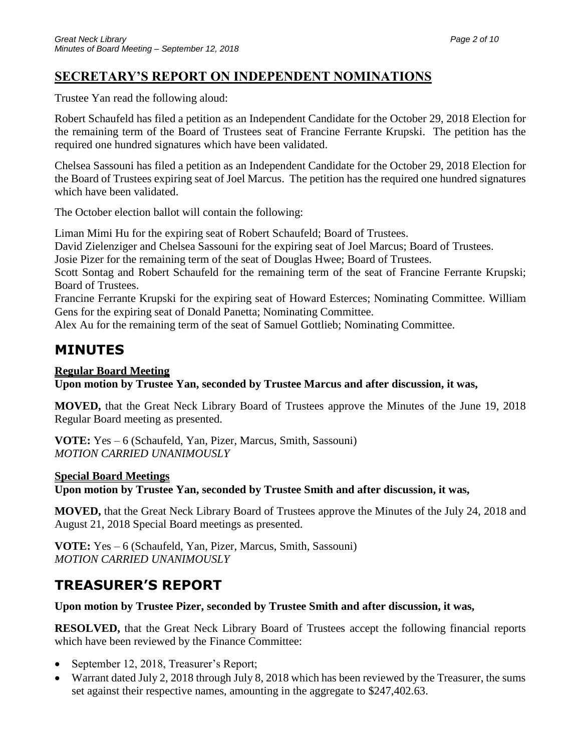## SECRETARY'S REPORT ON INDEPENDENT NOMINATIONS

Trustee Yan read the following aloud:

Robert Schaufeld has filed a petition as an Independent Candidate for the October 29, 2018 Election for the remaining term of the Board of Trustees seat of Francine Ferrante Krupski. The petition has the required one hundred signatures which have been validated.

Chelsea Sassouni has filed a petition as an Independent Candidate for the October 29, 2018 Election for the Board of Trustees expiring seat of Joel Marcus. The petition has the required one hundred signatures which have been validated.

The October election ballot will contain the following:

Liman Mimi Hu for the expiring seat of Robert Schaufeld; Board of Trustees.
David Zielenziger and Chelsea Sassouni for the expiring seat of Joel Marcus; Board of Trustees.
Josie Pizer for the remaining term of the seat of Douglas Hwee; Board of Trustees.
Scott Sontag and Robert Schaufeld for the remaining term of the seat of Francine Ferrante Krupski; Board of Trustees.
Francine Ferrante Krupski for the expiring seat of Howard Esterces; Nominating Committee. William Gens for the expiring seat of Donald Panetta; Nominating Committee.
Alex Au for the remaining term of the seat of Samuel Gottlieb; Nominating Committee.

## MINUTES

**Regular Board Meeting**
**Upon motion by Trustee Yan, seconded by Trustee Marcus and after discussion, it was,**

**MOVED,** that the Great Neck Library Board of Trustees approve the Minutes of the June 19, 2018 Regular Board meeting as presented.

**VOTE:** Yes – 6 (Schaufeld, Yan, Pizer, Marcus, Smith, Sassouni)
*MOTION CARRIED UNANIMOUSLY*

**Special Board Meetings**
**Upon motion by Trustee Yan, seconded by Trustee Smith and after discussion, it was,**

**MOVED,** that the Great Neck Library Board of Trustees approve the Minutes of the July 24, 2018 and August 21, 2018 Special Board meetings as presented.

**VOTE:** Yes – 6 (Schaufeld, Yan, Pizer, Marcus, Smith, Sassouni)
*MOTION CARRIED UNANIMOUSLY*

## TREASURER'S REPORT

**Upon motion by Trustee Pizer, seconded by Trustee Smith and after discussion, it was,**

**RESOLVED,** that the Great Neck Library Board of Trustees accept the following financial reports which have been reviewed by the Finance Committee:

- September 12, 2018, Treasurer's Report;
- Warrant dated July 2, 2018 through July 8, 2018 which has been reviewed by the Treasurer, the sums set against their respective names, amounting in the aggregate to $247,402.63.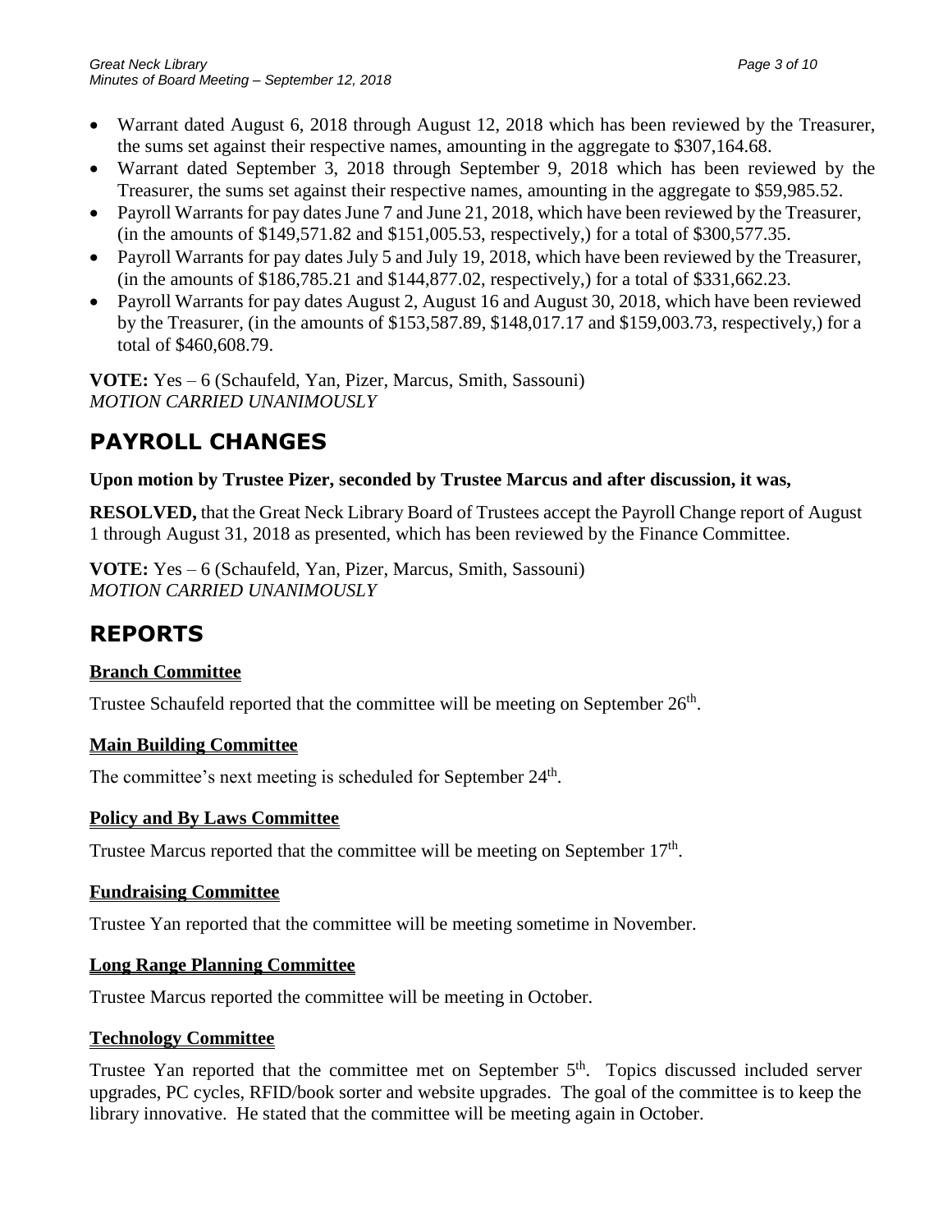- Warrant dated August 6, 2018 through August 12, 2018 which has been reviewed by the Treasurer, the sums set against their respective names, amounting in the aggregate to $307,164.68.
- Warrant dated September 3, 2018 through September 9, 2018 which has been reviewed by the Treasurer, the sums set against their respective names, amounting in the aggregate to $59,985.52.
- Payroll Warrants for pay dates June 7 and June 21, 2018, which have been reviewed by the Treasurer, (in the amounts of $149,571.82 and $151,005.53, respectively,) for a total of $300,577.35.
- Payroll Warrants for pay dates July 5 and July 19, 2018, which have been reviewed by the Treasurer, (in the amounts of $186,785.21 and $144,877.02, respectively,) for a total of $331,662.23.
- Payroll Warrants for pay dates August 2, August 16 and August 30, 2018, which have been reviewed by the Treasurer, (in the amounts of $153,587.89, $148,017.17 and $159,003.73, respectively,) for a total of $460,608.79.

**VOTE:** Yes – 6 (Schaufeld, Yan, Pizer, Marcus, Smith, Sassouni)
*MOTION CARRIED UNANIMOUSLY*

# PAYROLL CHANGES

**Upon motion by Trustee Pizer, seconded by Trustee Marcus and after discussion, it was,**

**RESOLVED,** that the Great Neck Library Board of Trustees accept the Payroll Change report of August 1 through August 31, 2018 as presented, which has been reviewed by the Finance Committee.

**VOTE:** Yes – 6 (Schaufeld, Yan, Pizer, Marcus, Smith, Sassouni)
*MOTION CARRIED UNANIMOUSLY*

# REPORTS

## Branch Committee

Trustee Schaufeld reported that the committee will be meeting on September 26th.

## Main Building Committee

The committee's next meeting is scheduled for September 24th.

## Policy and By Laws Committee

Trustee Marcus reported that the committee will be meeting on September 17th.

## Fundraising Committee

Trustee Yan reported that the committee will be meeting sometime in November.

## Long Range Planning Committee

Trustee Marcus reported the committee will be meeting in October.

## Technology Committee

Trustee Yan reported that the committee met on September 5th. Topics discussed included server upgrades, PC cycles, RFID/book sorter and website upgrades. The goal of the committee is to keep the library innovative. He stated that the committee will be meeting again in October.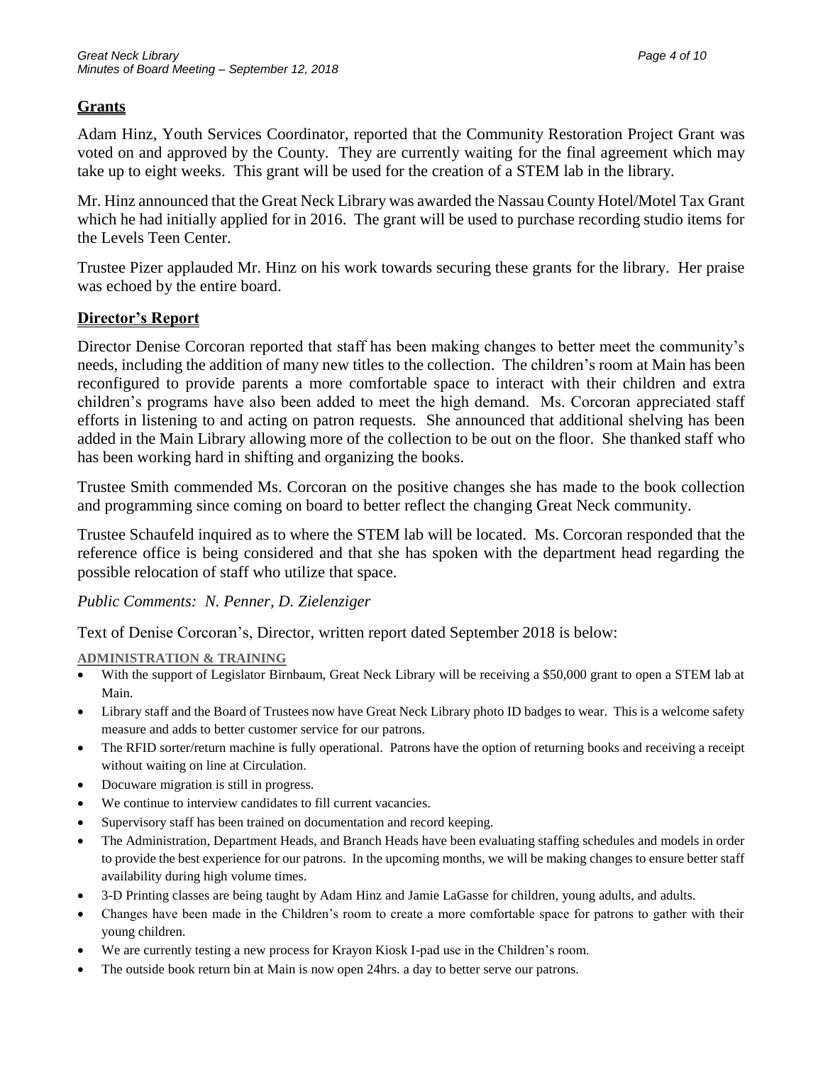## Grants

Adam Hinz, Youth Services Coordinator, reported that the Community Restoration Project Grant was voted on and approved by the County. They are currently waiting for the final agreement which may take up to eight weeks. This grant will be used for the creation of a STEM lab in the library.

Mr. Hinz announced that the Great Neck Library was awarded the Nassau County Hotel/Motel Tax Grant which he had initially applied for in 2016. The grant will be used to purchase recording studio items for the Levels Teen Center.

Trustee Pizer applauded Mr. Hinz on his work towards securing these grants for the library. Her praise was echoed by the entire board.

## Director's Report

Director Denise Corcoran reported that staff has been making changes to better meet the community's needs, including the addition of many new titles to the collection. The children's room at Main has been reconfigured to provide parents a more comfortable space to interact with their children and extra children's programs have also been added to meet the high demand. Ms. Corcoran appreciated staff efforts in listening to and acting on patron requests. She announced that additional shelving has been added in the Main Library allowing more of the collection to be out on the floor. She thanked staff who has been working hard in shifting and organizing the books.

Trustee Smith commended Ms. Corcoran on the positive changes she has made to the book collection and programming since coming on board to better reflect the changing Great Neck community.

Trustee Schaufeld inquired as to where the STEM lab will be located. Ms. Corcoran responded that the reference office is being considered and that she has spoken with the department head regarding the possible relocation of staff who utilize that space.

*Public Comments: N. Penner, D. Zielenziger*

Text of Denise Corcoran's, Director, written report dated September 2018 is below:

### ADMINISTRATION & TRAINING

- With the support of Legislator Birnbaum, Great Neck Library will be receiving a $50,000 grant to open a STEM lab at Main.
- Library staff and the Board of Trustees now have Great Neck Library photo ID badges to wear. This is a welcome safety measure and adds to better customer service for our patrons.
- The RFID sorter/return machine is fully operational. Patrons have the option of returning books and receiving a receipt without waiting on line at Circulation.
- Docuware migration is still in progress.
- We continue to interview candidates to fill current vacancies.
- Supervisory staff has been trained on documentation and record keeping.
- The Administration, Department Heads, and Branch Heads have been evaluating staffing schedules and models in order to provide the best experience for our patrons. In the upcoming months, we will be making changes to ensure better staff availability during high volume times.
- 3-D Printing classes are being taught by Adam Hinz and Jamie LaGasse for children, young adults, and adults.
- Changes have been made in the Children's room to create a more comfortable space for patrons to gather with their young children.
- We are currently testing a new process for Krayon Kiosk I-pad use in the Children's room.
- The outside book return bin at Main is now open 24hrs. a day to better serve our patrons.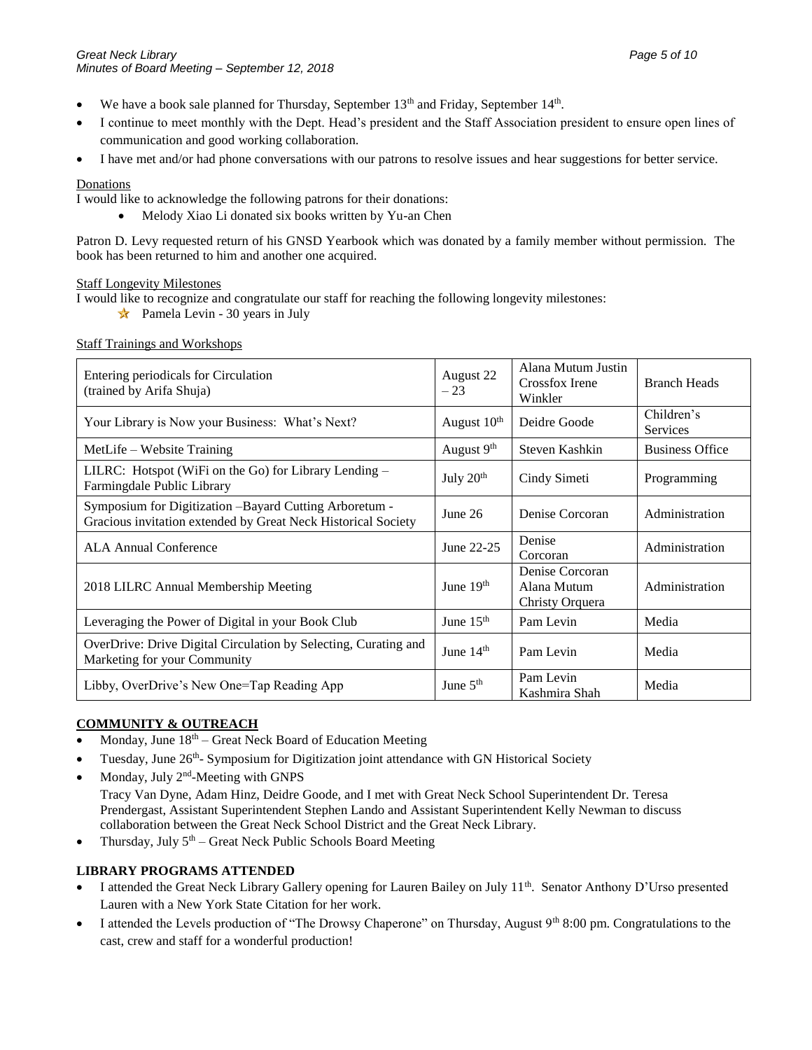- We have a book sale planned for Thursday, September 13th and Friday, September 14th.
- I continue to meet monthly with the Dept. Head's president and the Staff Association president to ensure open lines of communication and good working collaboration.
- I have met and/or had phone conversations with our patrons to resolve issues and hear suggestions for better service.

Donations

I would like to acknowledge the following patrons for their donations:

- Melody Xiao Li donated six books written by Yu-an Chen

Patron D. Levy requested return of his GNSD Yearbook which was donated by a family member without permission. The book has been returned to him and another one acquired.

Staff Longevity Milestones

I would like to recognize and congratulate our staff for reaching the following longevity milestones:

- ★ Pamela Levin - 30 years in July

Staff Trainings and Workshops

| Training / Workshop | Date | Staff | Department |
|---|---|---|---|
| Entering periodicals for Circulation (trained by Arifa Shuja) | August 22 – 23 | Alana Mutum Justin Crossfox Irene Winkler | Branch Heads |
| Your Library is Now your Business: What's Next? | August 10th | Deidre Goode | Children's Services |
| MetLife – Website Training | August 9th | Steven Kashkin | Business Office |
| LILRC: Hotspot (WiFi on the Go) for Library Lending – Farmingdale Public Library | July 20th | Cindy Simeti | Programming |
| Symposium for Digitization –Bayard Cutting Arboretum - Gracious invitation extended by Great Neck Historical Society | June 26 | Denise Corcoran | Administration |
| ALA Annual Conference | June 22-25 | Denise Corcoran | Administration |
| 2018 LILRC Annual Membership Meeting | June 19th | Denise Corcoran Alana Mutum Christy Orquera | Administration |
| Leveraging the Power of Digital in your Book Club | June 15th | Pam Levin | Media |
| OverDrive: Drive Digital Circulation by Selecting, Curating and Marketing for your Community | June 14th | Pam Levin | Media |
| Libby, OverDrive's New One=Tap Reading App | June 5th | Pam Levin Kashmira Shah | Media |

**COMMUNITY & OUTREACH**

- Monday, June 18th – Great Neck Board of Education Meeting
- Tuesday, June 26th- Symposium for Digitization joint attendance with GN Historical Society
- Monday, July 2nd-Meeting with GNPS
  Tracy Van Dyne, Adam Hinz, Deidre Goode, and I met with Great Neck School Superintendent Dr. Teresa Prendergast, Assistant Superintendent Stephen Lando and Assistant Superintendent Kelly Newman to discuss collaboration between the Great Neck School District and the Great Neck Library.
- Thursday, July 5th – Great Neck Public Schools Board Meeting

**LIBRARY PROGRAMS ATTENDED**

- I attended the Great Neck Library Gallery opening for Lauren Bailey on July 11th. Senator Anthony D'Urso presented Lauren with a New York State Citation for her work.
- I attended the Levels production of "The Drowsy Chaperone" on Thursday, August 9th 8:00 pm. Congratulations to the cast, crew and staff for a wonderful production!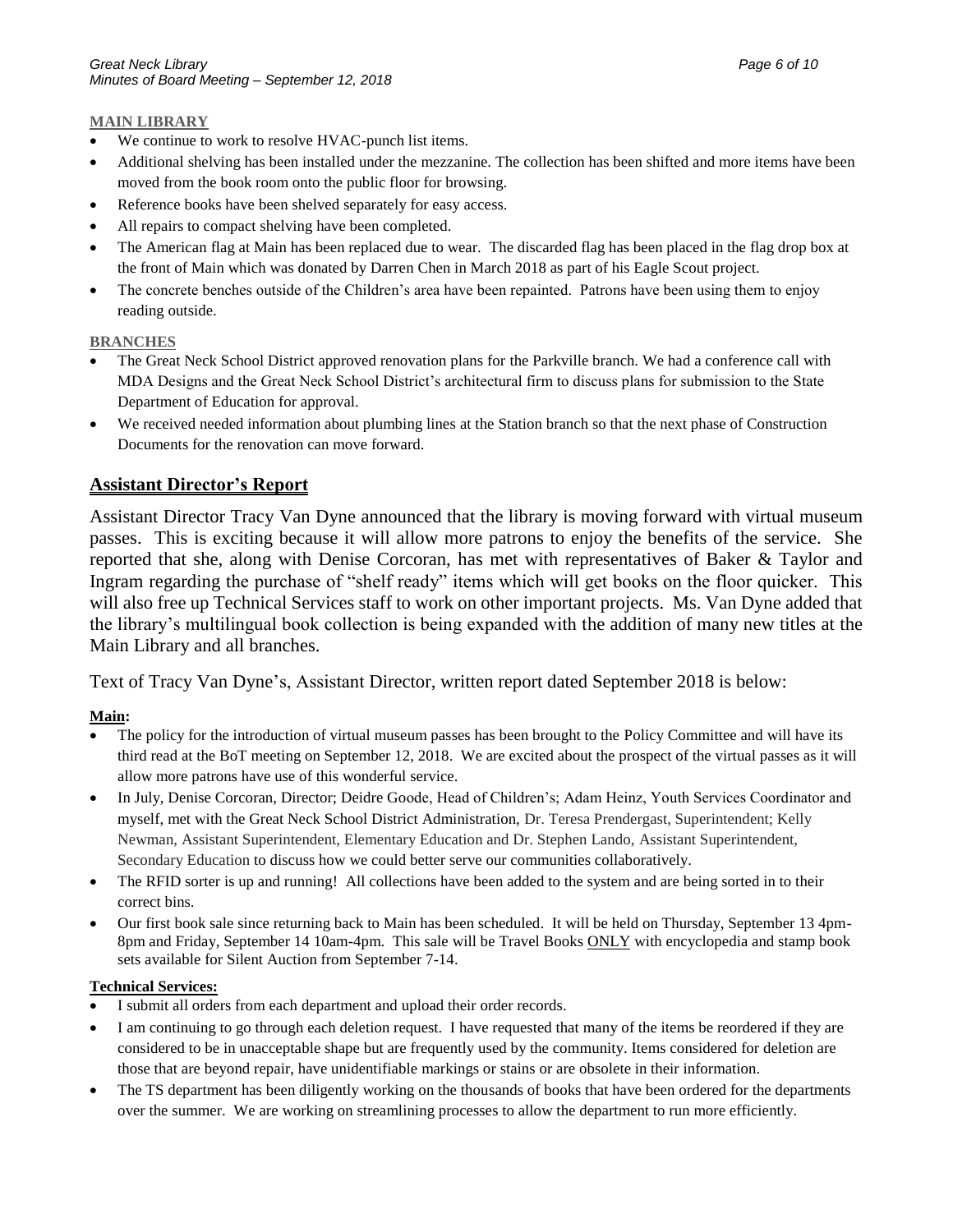**MAIN LIBRARY**

- We continue to work to resolve HVAC-punch list items.
- Additional shelving has been installed under the mezzanine. The collection has been shifted and more items have been moved from the book room onto the public floor for browsing.
- Reference books have been shelved separately for easy access.
- All repairs to compact shelving have been completed.
- The American flag at Main has been replaced due to wear. The discarded flag has been placed in the flag drop box at the front of Main which was donated by Darren Chen in March 2018 as part of his Eagle Scout project.
- The concrete benches outside of the Children's area have been repainted. Patrons have been using them to enjoy reading outside.

**BRANCHES**

- The Great Neck School District approved renovation plans for the Parkville branch. We had a conference call with MDA Designs and the Great Neck School District's architectural firm to discuss plans for submission to the State Department of Education for approval.
- We received needed information about plumbing lines at the Station branch so that the next phase of Construction Documents for the renovation can move forward.

## Assistant Director's Report

Assistant Director Tracy Van Dyne announced that the library is moving forward with virtual museum passes. This is exciting because it will allow more patrons to enjoy the benefits of the service. She reported that she, along with Denise Corcoran, has met with representatives of Baker & Taylor and Ingram regarding the purchase of "shelf ready" items which will get books on the floor quicker. This will also free up Technical Services staff to work on other important projects. Ms. Van Dyne added that the library's multilingual book collection is being expanded with the addition of many new titles at the Main Library and all branches.

Text of Tracy Van Dyne's, Assistant Director, written report dated September 2018 is below:

**Main:**

- The policy for the introduction of virtual museum passes has been brought to the Policy Committee and will have its third read at the BoT meeting on September 12, 2018. We are excited about the prospect of the virtual passes as it will allow more patrons have use of this wonderful service.
- In July, Denise Corcoran, Director; Deidre Goode, Head of Children's; Adam Heinz, Youth Services Coordinator and myself, met with the Great Neck School District Administration, Dr. Teresa Prendergast, Superintendent; Kelly Newman, Assistant Superintendent, Elementary Education and Dr. Stephen Lando, Assistant Superintendent, Secondary Education to discuss how we could better serve our communities collaboratively.
- The RFID sorter is up and running! All collections have been added to the system and are being sorted in to their correct bins.
- Our first book sale since returning back to Main has been scheduled. It will be held on Thursday, September 13 4pm-8pm and Friday, September 14 10am-4pm. This sale will be Travel Books ONLY with encyclopedia and stamp book sets available for Silent Auction from September 7-14.

**Technical Services:**

- I submit all orders from each department and upload their order records.
- I am continuing to go through each deletion request. I have requested that many of the items be reordered if they are considered to be in unacceptable shape but are frequently used by the community. Items considered for deletion are those that are beyond repair, have unidentifiable markings or stains or are obsolete in their information.
- The TS department has been diligently working on the thousands of books that have been ordered for the departments over the summer. We are working on streamlining processes to allow the department to run more efficiently.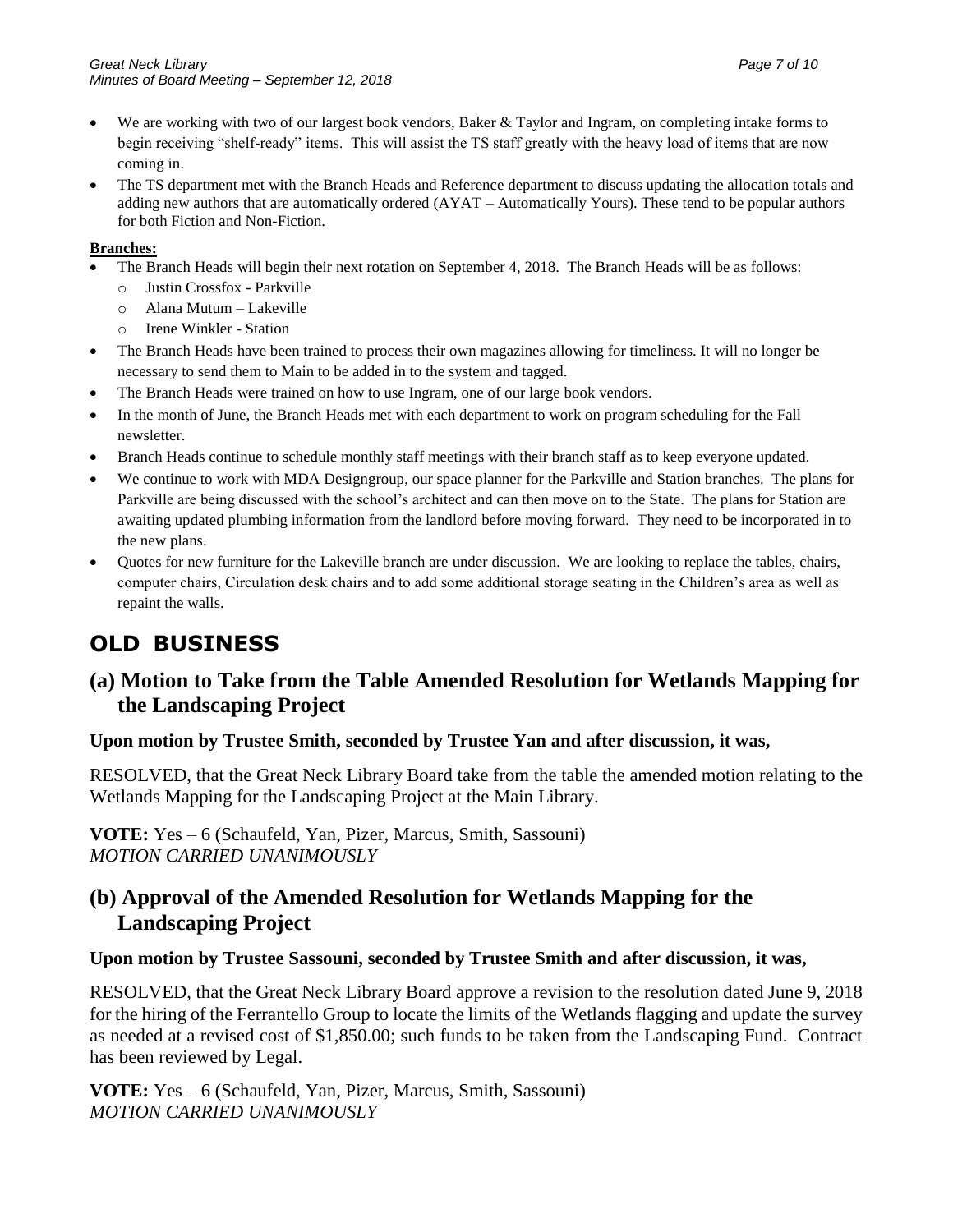- We are working with two of our largest book vendors, Baker & Taylor and Ingram, on completing intake forms to begin receiving "shelf-ready" items. This will assist the TS staff greatly with the heavy load of items that are now coming in.
- The TS department met with the Branch Heads and Reference department to discuss updating the allocation totals and adding new authors that are automatically ordered (AYAT – Automatically Yours). These tend to be popular authors for both Fiction and Non-Fiction.

**Branches:**

- The Branch Heads will begin their next rotation on September 4, 2018. The Branch Heads will be as follows:
  - Justin Crossfox - Parkville
  - Alana Mutum – Lakeville
  - Irene Winkler - Station
- The Branch Heads have been trained to process their own magazines allowing for timeliness. It will no longer be necessary to send them to Main to be added in to the system and tagged.
- The Branch Heads were trained on how to use Ingram, one of our large book vendors.
- In the month of June, the Branch Heads met with each department to work on program scheduling for the Fall newsletter.
- Branch Heads continue to schedule monthly staff meetings with their branch staff as to keep everyone updated.
- We continue to work with MDA Designgroup, our space planner for the Parkville and Station branches. The plans for Parkville are being discussed with the school's architect and can then move on to the State. The plans for Station are awaiting updated plumbing information from the landlord before moving forward. They need to be incorporated in to the new plans.
- Quotes for new furniture for the Lakeville branch are under discussion. We are looking to replace the tables, chairs, computer chairs, Circulation desk chairs and to add some additional storage seating in the Children's area as well as repaint the walls.

# OLD BUSINESS

## (a) Motion to Take from the Table Amended Resolution for Wetlands Mapping for the Landscaping Project

**Upon motion by Trustee Smith, seconded by Trustee Yan and after discussion, it was,**

RESOLVED, that the Great Neck Library Board take from the table the amended motion relating to the Wetlands Mapping for the Landscaping Project at the Main Library.

**VOTE:** Yes – 6 (Schaufeld, Yan, Pizer, Marcus, Smith, Sassouni)
*MOTION CARRIED UNANIMOUSLY*

## (b) Approval of the Amended Resolution for Wetlands Mapping for the Landscaping Project

**Upon motion by Trustee Sassouni, seconded by Trustee Smith and after discussion, it was,**

RESOLVED, that the Great Neck Library Board approve a revision to the resolution dated June 9, 2018 for the hiring of the Ferrantello Group to locate the limits of the Wetlands flagging and update the survey as needed at a revised cost of $1,850.00; such funds to be taken from the Landscaping Fund. Contract has been reviewed by Legal.

**VOTE:** Yes – 6 (Schaufeld, Yan, Pizer, Marcus, Smith, Sassouni)
*MOTION CARRIED UNANIMOUSLY*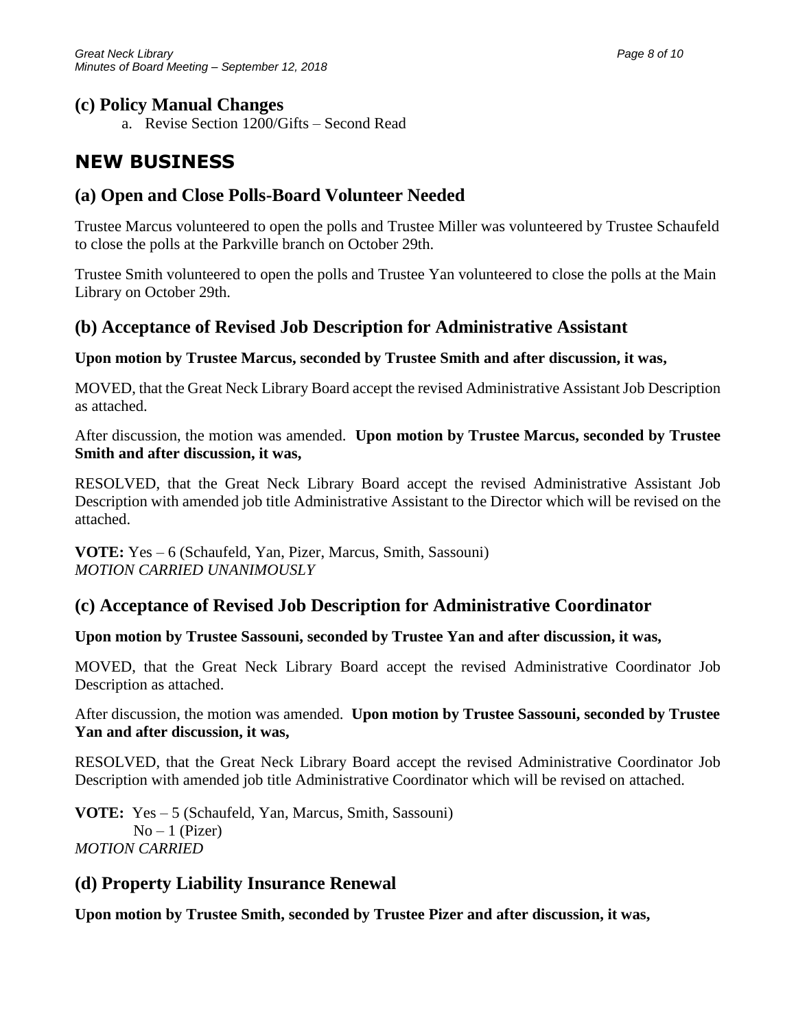## (c) Policy Manual Changes

a. Revise Section 1200/Gifts – Second Read

# NEW BUSINESS

## (a) Open and Close Polls-Board Volunteer Needed

Trustee Marcus volunteered to open the polls and Trustee Miller was volunteered by Trustee Schaufeld to close the polls at the Parkville branch on October 29th.

Trustee Smith volunteered to open the polls and Trustee Yan volunteered to close the polls at the Main Library on October 29th.

## (b) Acceptance of Revised Job Description for Administrative Assistant

**Upon motion by Trustee Marcus, seconded by Trustee Smith and after discussion, it was,**

MOVED, that the Great Neck Library Board accept the revised Administrative Assistant Job Description as attached.

After discussion, the motion was amended. **Upon motion by Trustee Marcus, seconded by Trustee Smith and after discussion, it was,**

RESOLVED, that the Great Neck Library Board accept the revised Administrative Assistant Job Description with amended job title Administrative Assistant to the Director which will be revised on the attached.

**VOTE:** Yes – 6 (Schaufeld, Yan, Pizer, Marcus, Smith, Sassouni)
*MOTION CARRIED UNANIMOUSLY*

## (c) Acceptance of Revised Job Description for Administrative Coordinator

**Upon motion by Trustee Sassouni, seconded by Trustee Yan and after discussion, it was,**

MOVED, that the Great Neck Library Board accept the revised Administrative Coordinator Job Description as attached.

After discussion, the motion was amended. **Upon motion by Trustee Sassouni, seconded by Trustee Yan and after discussion, it was,**

RESOLVED, that the Great Neck Library Board accept the revised Administrative Coordinator Job Description with amended job title Administrative Coordinator which will be revised on attached.

**VOTE:** Yes – 5 (Schaufeld, Yan, Marcus, Smith, Sassouni)
No – 1 (Pizer)
*MOTION CARRIED*

## (d) Property Liability Insurance Renewal

**Upon motion by Trustee Smith, seconded by Trustee Pizer and after discussion, it was,**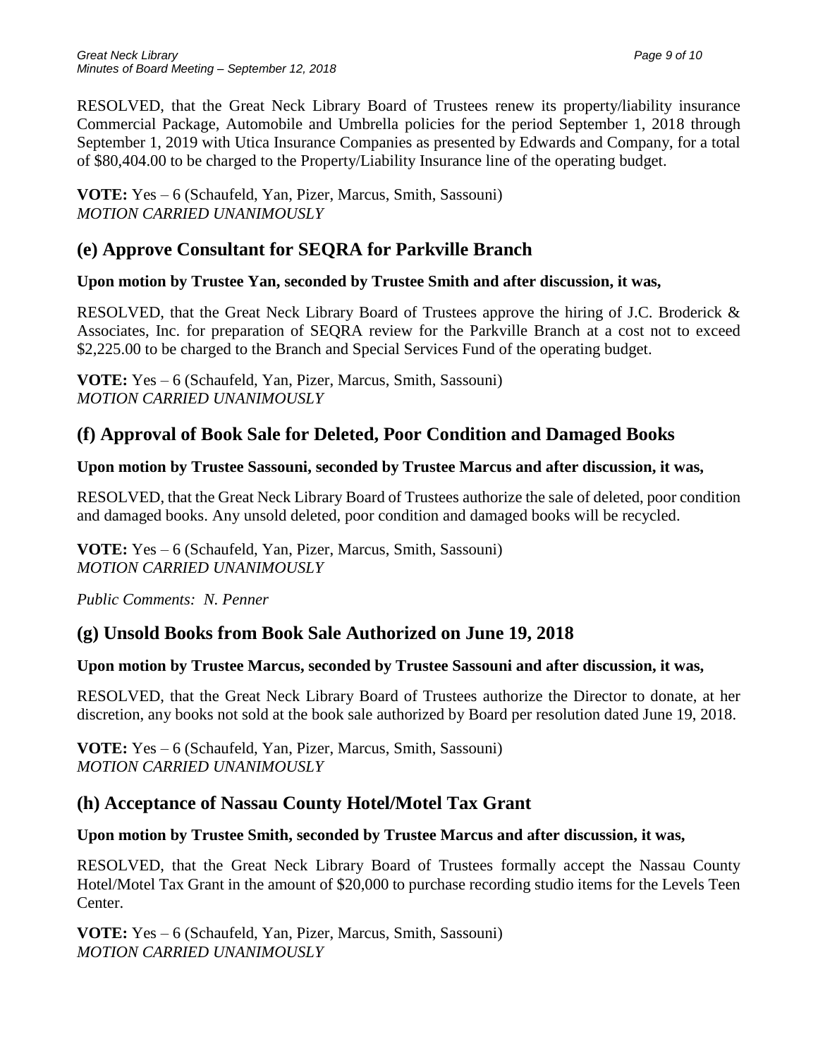RESOLVED, that the Great Neck Library Board of Trustees renew its property/liability insurance Commercial Package, Automobile and Umbrella policies for the period September 1, 2018 through September 1, 2019 with Utica Insurance Companies as presented by Edwards and Company, for a total of $80,404.00 to be charged to the Property/Liability Insurance line of the operating budget.

**VOTE:** Yes – 6 (Schaufeld, Yan, Pizer, Marcus, Smith, Sassouni)
*MOTION CARRIED UNANIMOUSLY*

## (e) Approve Consultant for SEQRA for Parkville Branch

**Upon motion by Trustee Yan, seconded by Trustee Smith and after discussion, it was,**

RESOLVED, that the Great Neck Library Board of Trustees approve the hiring of J.C. Broderick & Associates, Inc. for preparation of SEQRA review for the Parkville Branch at a cost not to exceed $2,225.00 to be charged to the Branch and Special Services Fund of the operating budget.

**VOTE:** Yes – 6 (Schaufeld, Yan, Pizer, Marcus, Smith, Sassouni)
*MOTION CARRIED UNANIMOUSLY*

## (f) Approval of Book Sale for Deleted, Poor Condition and Damaged Books

**Upon motion by Trustee Sassouni, seconded by Trustee Marcus and after discussion, it was,**

RESOLVED, that the Great Neck Library Board of Trustees authorize the sale of deleted, poor condition and damaged books. Any unsold deleted, poor condition and damaged books will be recycled.

**VOTE:** Yes – 6 (Schaufeld, Yan, Pizer, Marcus, Smith, Sassouni)
*MOTION CARRIED UNANIMOUSLY*

*Public Comments: N. Penner*

## (g) Unsold Books from Book Sale Authorized on June 19, 2018

**Upon motion by Trustee Marcus, seconded by Trustee Sassouni and after discussion, it was,**

RESOLVED, that the Great Neck Library Board of Trustees authorize the Director to donate, at her discretion, any books not sold at the book sale authorized by Board per resolution dated June 19, 2018.

**VOTE:** Yes – 6 (Schaufeld, Yan, Pizer, Marcus, Smith, Sassouni)
*MOTION CARRIED UNANIMOUSLY*

## (h) Acceptance of Nassau County Hotel/Motel Tax Grant

**Upon motion by Trustee Smith, seconded by Trustee Marcus and after discussion, it was,**

RESOLVED, that the Great Neck Library Board of Trustees formally accept the Nassau County Hotel/Motel Tax Grant in the amount of $20,000 to purchase recording studio items for the Levels Teen Center.

**VOTE:** Yes – 6 (Schaufeld, Yan, Pizer, Marcus, Smith, Sassouni)
*MOTION CARRIED UNANIMOUSLY*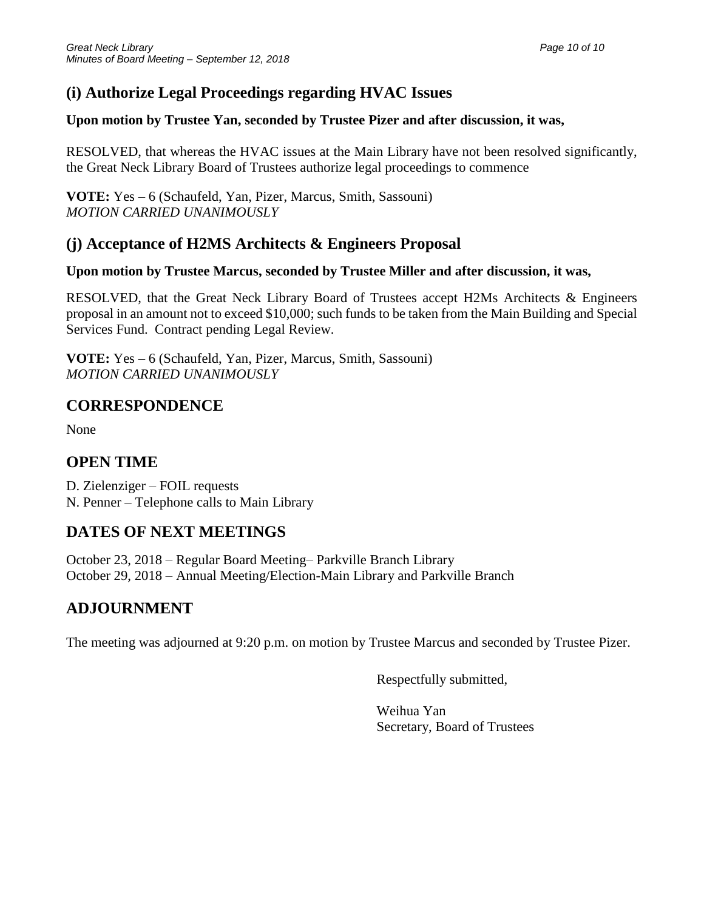## (i) Authorize Legal Proceedings regarding HVAC Issues

**Upon motion by Trustee Yan, seconded by Trustee Pizer and after discussion, it was,**

RESOLVED, that whereas the HVAC issues at the Main Library have not been resolved significantly, the Great Neck Library Board of Trustees authorize legal proceedings to commence

**VOTE:** Yes – 6 (Schaufeld, Yan, Pizer, Marcus, Smith, Sassouni)
*MOTION CARRIED UNANIMOUSLY*

## (j) Acceptance of H2MS Architects & Engineers Proposal

**Upon motion by Trustee Marcus, seconded by Trustee Miller and after discussion, it was,**

RESOLVED, that the Great Neck Library Board of Trustees accept H2Ms Architects & Engineers proposal in an amount not to exceed $10,000; such funds to be taken from the Main Building and Special Services Fund. Contract pending Legal Review.

**VOTE:** Yes – 6 (Schaufeld, Yan, Pizer, Marcus, Smith, Sassouni)
*MOTION CARRIED UNANIMOUSLY*

## CORRESPONDENCE

None

## OPEN TIME

D. Zielenziger – FOIL requests
N. Penner – Telephone calls to Main Library

## DATES OF NEXT MEETINGS

October 23, 2018 – Regular Board Meeting– Parkville Branch Library
October 29, 2018 – Annual Meeting/Election-Main Library and Parkville Branch

## ADJOURNMENT

The meeting was adjourned at 9:20 p.m. on motion by Trustee Marcus and seconded by Trustee Pizer.

Respectfully submitted,

Weihua Yan
Secretary, Board of Trustees